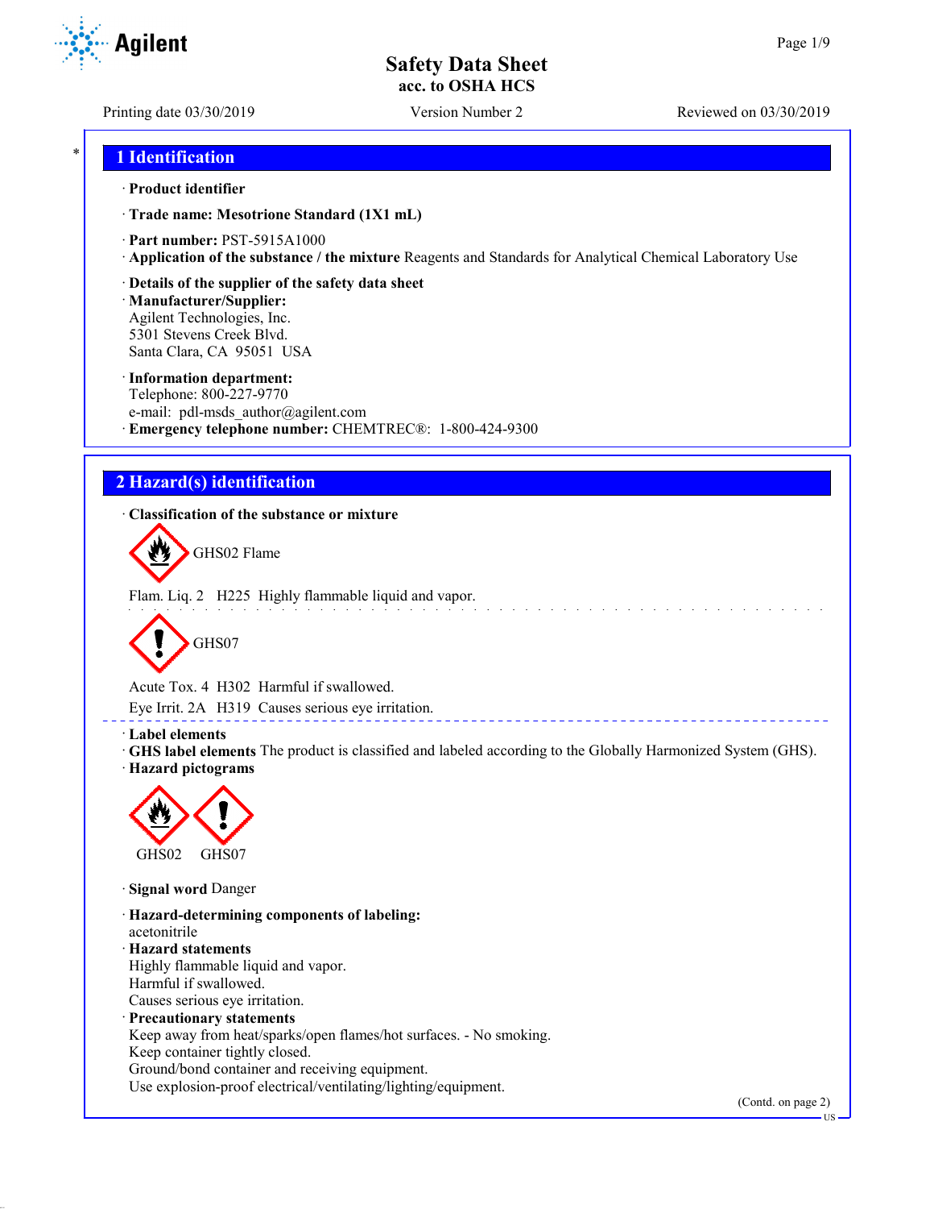Safety Data Sheet
acc. to OSHA HCS

Printing date 03/30/2019 Version Number 2 Reviewed on 03/30/2019

## 1 Identification

· **Product identifier**

· **Trade name: Mesotrione Standard (1X1 mL)**

· **Part number:** PST-5915A1000
· **Application of the substance / the mixture** Reagents and Standards for Analytical Chemical Laboratory Use

· **Details of the supplier of the safety data sheet**
· **Manufacturer/Supplier:**
Agilent Technologies, Inc.
5301 Stevens Creek Blvd.
Santa Clara, CA 95051 USA

· **Information department:**
Telephone: 800-227-9770
e-mail: pdl-msds_author@agilent.com
· **Emergency telephone number:** CHEMTREC®: 1-800-424-9300

## 2 Hazard(s) identification

· **Classification of the substance or mixture**

GHS02 Flame

Flam. Liq. 2 H225 Highly flammable liquid and vapor.

GHS07

Acute Tox. 4 H302 Harmful if swallowed.
Eye Irrit. 2A H319 Causes serious eye irritation.

· **Label elements**
· **GHS label elements** The product is classified and labeled according to the Globally Harmonized System (GHS).
· **Hazard pictograms**

GHS02 GHS07

· **Signal word** Danger

· **Hazard-determining components of labeling:**
acetonitrile
· **Hazard statements**
Highly flammable liquid and vapor.
Harmful if swallowed.
Causes serious eye irritation.
· **Precautionary statements**
Keep away from heat/sparks/open flames/hot surfaces. - No smoking.
Keep container tightly closed.
Ground/bond container and receiving equipment.
Use explosion-proof electrical/ventilating/lighting/equipment.

(Contd. on page 2)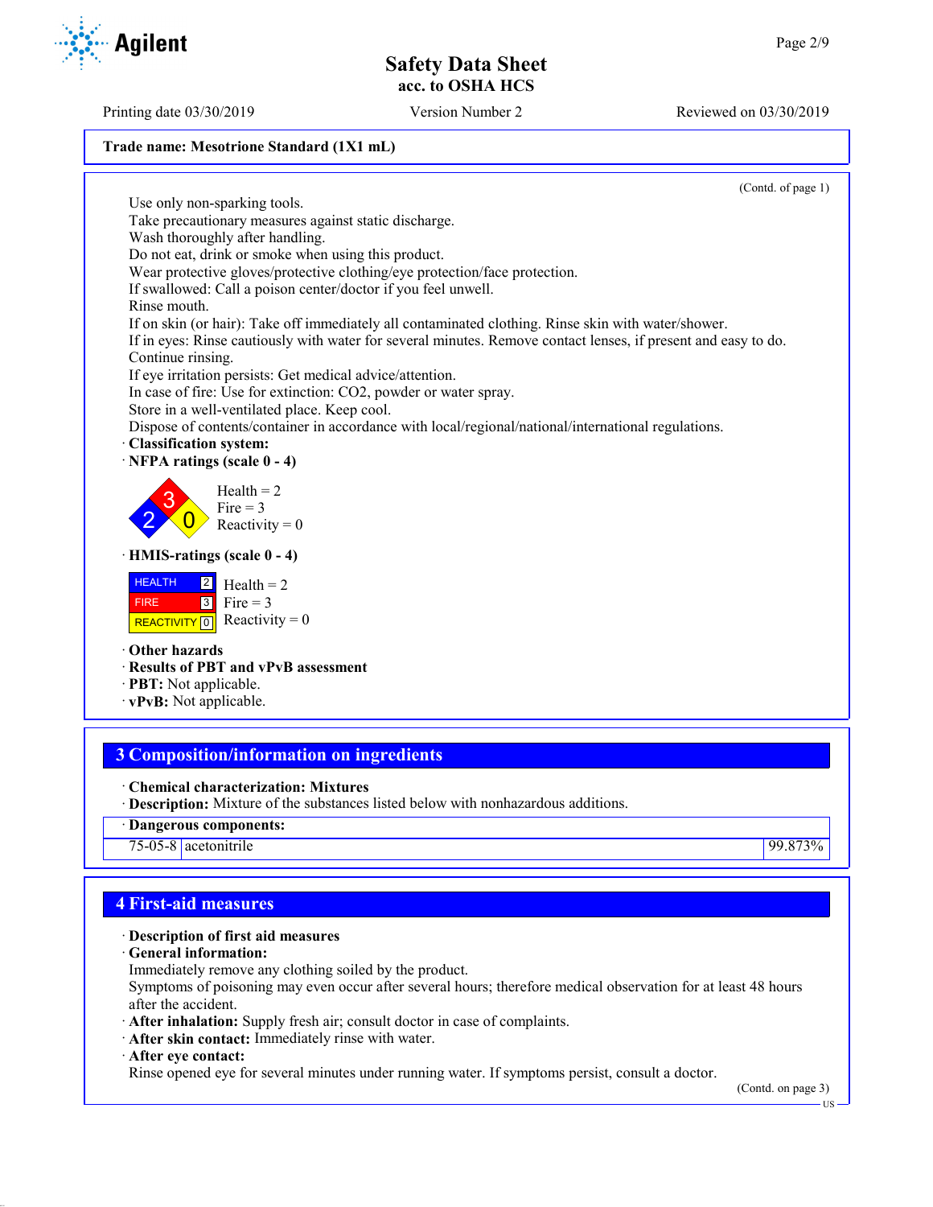**Trade name: Mesotrione Standard (1X1 mL)**

(Contd. of page 1)

Use only non-sparking tools.
Take precautionary measures against static discharge.
Wash thoroughly after handling.
Do not eat, drink or smoke when using this product.
Wear protective gloves/protective clothing/eye protection/face protection.
If swallowed: Call a poison center/doctor if you feel unwell.
Rinse mouth.
If on skin (or hair): Take off immediately all contaminated clothing. Rinse skin with water/shower.
If in eyes: Rinse cautiously with water for several minutes. Remove contact lenses, if present and easy to do. Continue rinsing.
If eye irritation persists: Get medical advice/attention.
In case of fire: Use for extinction: CO2, powder or water spray.
Store in a well-ventilated place. Keep cool.
Dispose of contents/container in accordance with local/regional/national/international regulations.

· **Classification system:**
· **NFPA ratings (scale 0 - 4)**

Health = 2
Fire = 3
Reactivity = 0

· **HMIS-ratings (scale 0 - 4)**

| | | |
|---|---|---|
| HEALTH | 2 | Health = 2 |
| FIRE | 3 | Fire = 3 |
| REACTIVITY | 0 | Reactivity = 0 |

· **Other hazards**
· **Results of PBT and vPvB assessment**
· **PBT:** Not applicable.
· **vPvB:** Not applicable.

## 3 Composition/information on ingredients

· **Chemical characterization: Mixtures**
· **Description:** Mixture of the substances listed below with nonhazardous additions.

| · Dangerous components: | | |
|---|---|---|
| 75-05-8 | acetonitrile | 99.873% |

## 4 First-aid measures

· **Description of first aid measures**
· **General information:**
Immediately remove any clothing soiled by the product.
Symptoms of poisoning may even occur after several hours; therefore medical observation for at least 48 hours after the accident.
· **After inhalation:** Supply fresh air; consult doctor in case of complaints.
· **After skin contact:** Immediately rinse with water.
· **After eye contact:**
Rinse opened eye for several minutes under running water. If symptoms persist, consult a doctor.

(Contd. on page 3)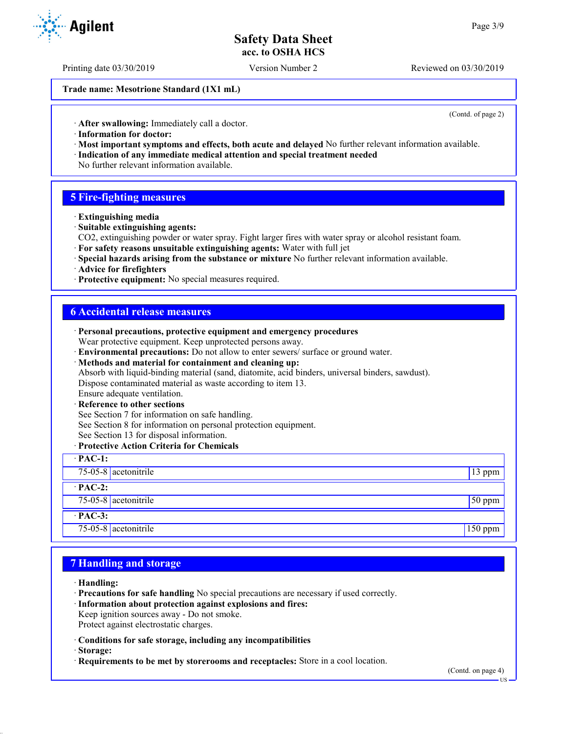**Trade name: Mesotrione Standard (1X1 mL)**

(Contd. of page 2)

· **After swallowing:** Immediately call a doctor.
· **Information for doctor:**
· **Most important symptoms and effects, both acute and delayed** No further relevant information available.
· **Indication of any immediate medical attention and special treatment needed**
No further relevant information available.

## 5 Fire-fighting measures

· **Extinguishing media**
· **Suitable extinguishing agents:**
$CO_2$, extinguishing powder or water spray. Fight larger fires with water spray or alcohol resistant foam.
· **For safety reasons unsuitable extinguishing agents:** Water with full jet
· **Special hazards arising from the substance or mixture** No further relevant information available.
· **Advice for firefighters**
· **Protective equipment:** No special measures required.

## 6 Accidental release measures

· **Personal precautions, protective equipment and emergency procedures**
Wear protective equipment. Keep unprotected persons away.
· **Environmental precautions:** Do not allow to enter sewers/ surface or ground water.
· **Methods and material for containment and cleaning up:**
Absorb with liquid-binding material (sand, diatomite, acid binders, universal binders, sawdust).
Dispose contaminated material as waste according to item 13.
Ensure adequate ventilation.
· **Reference to other sections**
See Section 7 for information on safe handling.
See Section 8 for information on personal protection equipment.
See Section 13 for disposal information.
· **Protective Action Criteria for Chemicals**

| · **PAC-1:** | | |
|---|---|---|
| 75-05-8 | acetonitrile | 13 ppm |
| · **PAC-2:** | | |
| 75-05-8 | acetonitrile | 50 ppm |
| · **PAC-3:** | | |
| 75-05-8 | acetonitrile | 150 ppm |

## 7 Handling and storage

· **Handling:**
· **Precautions for safe handling** No special precautions are necessary if used correctly.
· **Information about protection against explosions and fires:**
Keep ignition sources away - Do not smoke.
Protect against electrostatic charges.

· **Conditions for safe storage, including any incompatibilities**
· **Storage:**
· **Requirements to be met by storerooms and receptacles:** Store in a cool location.

(Contd. on page 4)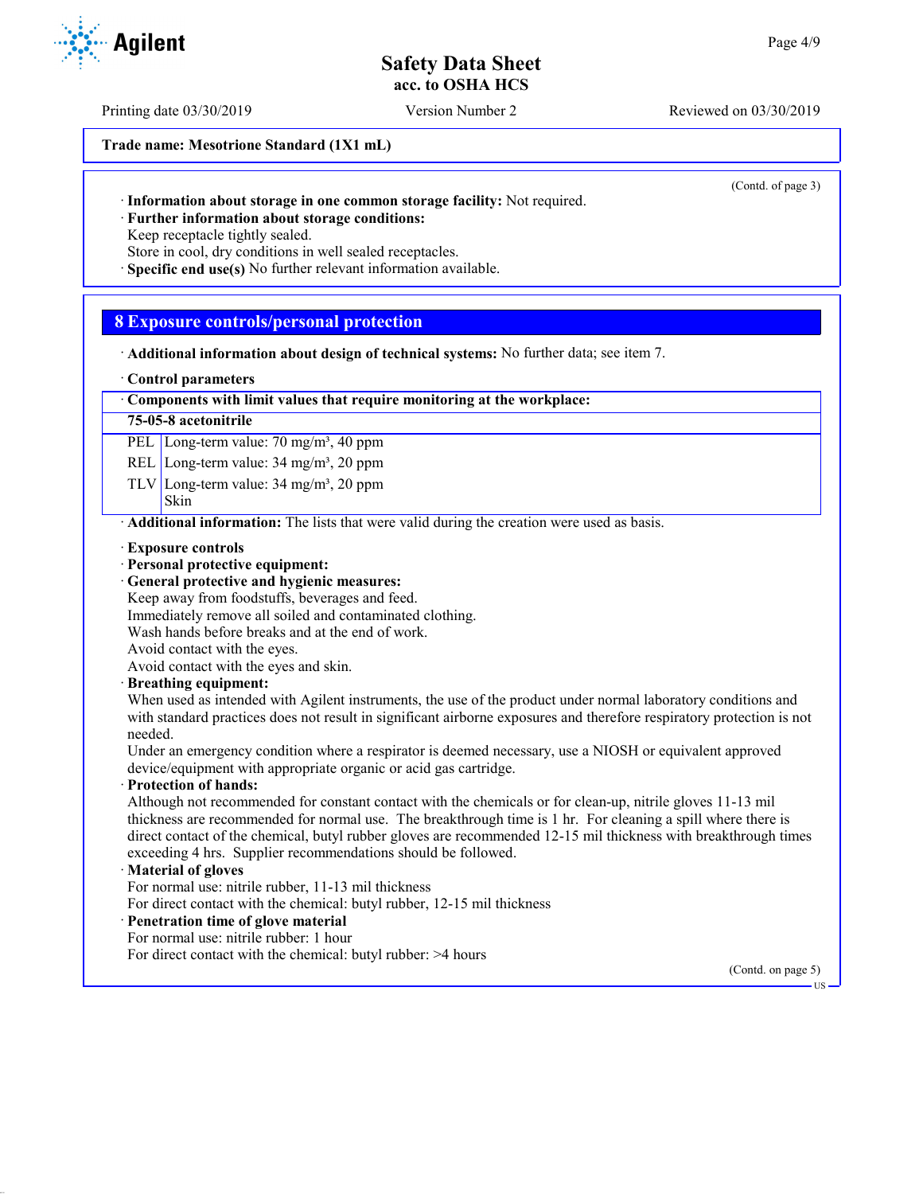Trade name: Mesotrione Standard (1X1 mL)

(Contd. of page 3)

· **Information about storage in one common storage facility:** Not required.
· **Further information about storage conditions:**
Keep receptacle tightly sealed.
Store in cool, dry conditions in well sealed receptacles.
· **Specific end use(s)** No further relevant information available.

## 8 Exposure controls/personal protection

· **Additional information about design of technical systems:** No further data; see item 7.

· **Control parameters**

| · Components with limit values that require monitoring at the workplace: | |
|---|---|
| **75-05-8 acetonitrile** | |
| PEL | Long-term value: 70 mg/m³, 40 ppm |
| REL | Long-term value: 34 mg/m³, 20 ppm |
| TLV | Long-term value: 34 mg/m³, 20 ppm<br>Skin |

· **Additional information:** The lists that were valid during the creation were used as basis.

· **Exposure controls**
· **Personal protective equipment:**
· **General protective and hygienic measures:**
Keep away from foodstuffs, beverages and feed.
Immediately remove all soiled and contaminated clothing.
Wash hands before breaks and at the end of work.
Avoid contact with the eyes.
Avoid contact with the eyes and skin.
· **Breathing equipment:**
When used as intended with Agilent instruments, the use of the product under normal laboratory conditions and with standard practices does not result in significant airborne exposures and therefore respiratory protection is not needed.
Under an emergency condition where a respirator is deemed necessary, use a NIOSH or equivalent approved device/equipment with appropriate organic or acid gas cartridge.
· **Protection of hands:**
Although not recommended for constant contact with the chemicals or for clean-up, nitrile gloves 11-13 mil thickness are recommended for normal use. The breakthrough time is 1 hr. For cleaning a spill where there is direct contact of the chemical, butyl rubber gloves are recommended 12-15 mil thickness with breakthrough times exceeding 4 hrs. Supplier recommendations should be followed.
· **Material of gloves**
For normal use: nitrile rubber, 11-13 mil thickness
For direct contact with the chemical: butyl rubber, 12-15 mil thickness
· **Penetration time of glove material**
For normal use: nitrile rubber: 1 hour
For direct contact with the chemical: butyl rubber: >4 hours

(Contd. on page 5)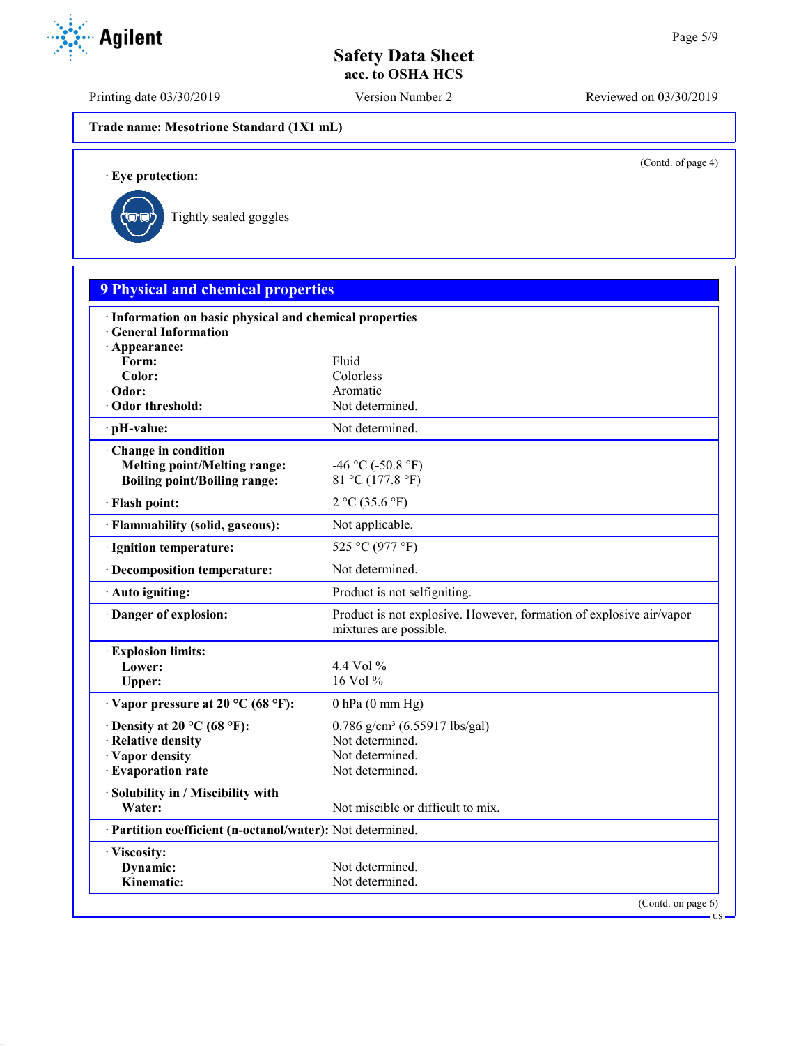Trade name: Mesotrione Standard (1X1 mL)

(Contd. of page 4)

· **Eye protection:**

Tightly sealed goggles

## 9 Physical and chemical properties

| | |
|---|---|
| · **Information on basic physical and chemical properties** | |
| · **General Information** | |
| · **Appearance:** | |
| **Form:** | Fluid |
| **Color:** | Colorless |
| · **Odor:** | Aromatic |
| · **Odor threshold:** | Not determined. |
| · **pH-value:** | Not determined. |
| · **Change in condition** | |
| **Melting point/Melting range:** | -46 °C (-50.8 °F) |
| **Boiling point/Boiling range:** | 81 °C (177.8 °F) |
| · **Flash point:** | 2 °C (35.6 °F) |
| · **Flammability (solid, gaseous):** | Not applicable. |
| · **Ignition temperature:** | 525 °C (977 °F) |
| · **Decomposition temperature:** | Not determined. |
| · **Auto igniting:** | Product is not selfigniting. |
| · **Danger of explosion:** | Product is not explosive. However, formation of explosive air/vapor mixtures are possible. |
| · **Explosion limits:** | |
| **Lower:** | 4.4 Vol % |
| **Upper:** | 16 Vol % |
| · **Vapor pressure at 20 °C (68 °F):** | 0 hPa (0 mm Hg) |
| · **Density at 20 °C (68 °F):** | 0.786 g/cm³ (6.55917 lbs/gal) |
| · **Relative density** | Not determined. |
| · **Vapor density** | Not determined. |
| · **Evaporation rate** | Not determined. |
| · **Solubility in / Miscibility with** | |
| **Water:** | Not miscible or difficult to mix. |
| · **Partition coefficient (n-octanol/water):** | Not determined. |
| · **Viscosity:** | |
| **Dynamic:** | Not determined. |
| **Kinematic:** | Not determined. |

(Contd. on page 6)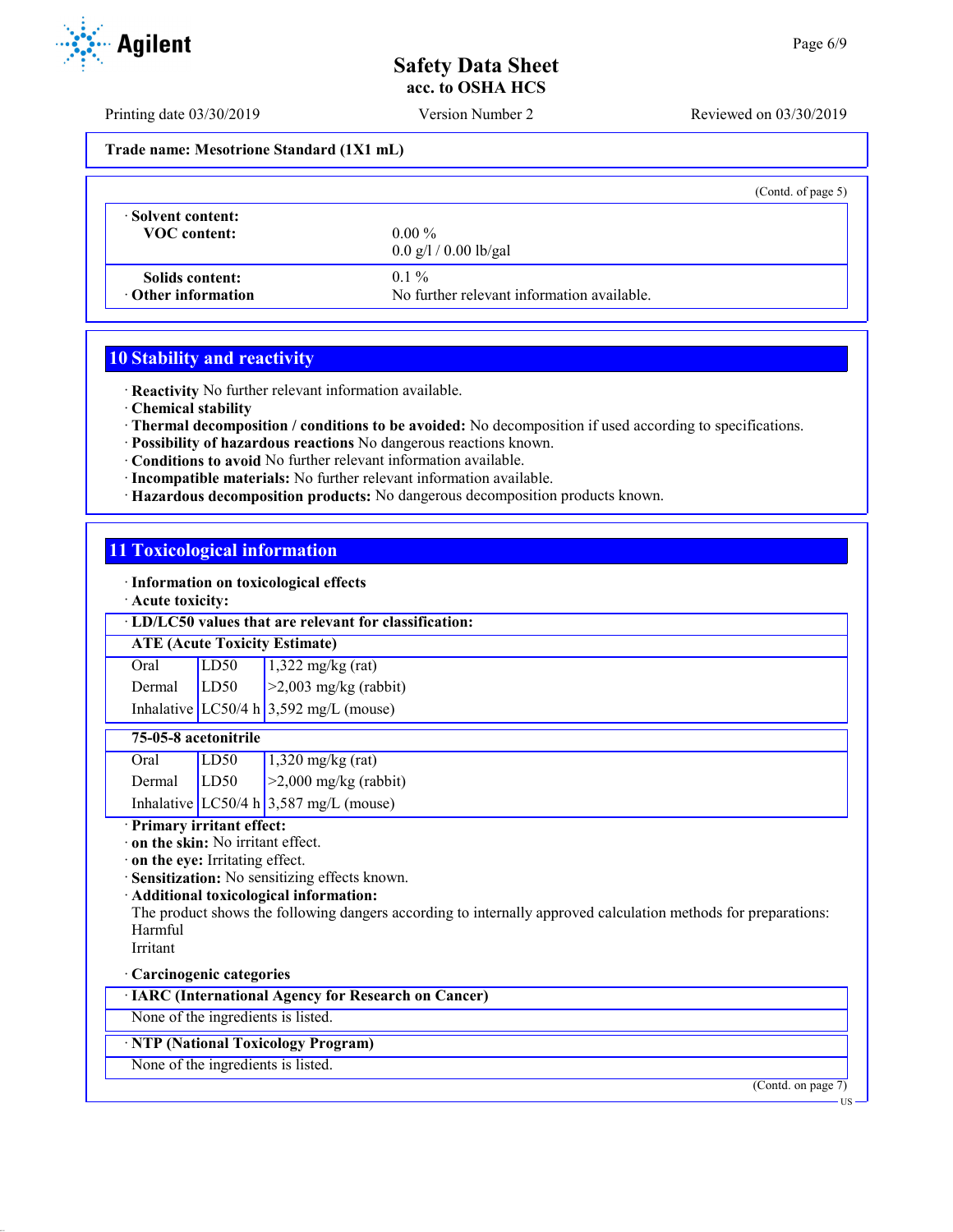**Trade name: Mesotrione Standard (1X1 mL)**

(Contd. of page 5)

| | |
|---|---|
| · **Solvent content:** | |
| **VOC content:** | 0.00 % |
| | 0.0 g/l / 0.00 lb/gal |
| **Solids content:** | 0.1 % |
| · **Other information** | No further relevant information available. |

## 10 Stability and reactivity

· **Reactivity** No further relevant information available.
· **Chemical stability**
· **Thermal decomposition / conditions to be avoided:** No decomposition if used according to specifications.
· **Possibility of hazardous reactions** No dangerous reactions known.
· **Conditions to avoid** No further relevant information available.
· **Incompatible materials:** No further relevant information available.
· **Hazardous decomposition products:** No dangerous decomposition products known.

## 11 Toxicological information

· **Information on toxicological effects**
· **Acute toxicity:**

· **LD/LC50 values that are relevant for classification:**

| **ATE (Acute Toxicity Estimate)** | | |
|---|---|---|
| Oral | LD50 | 1,322 mg/kg (rat) |
| Dermal | LD50 | >2,003 mg/kg (rabbit) |
| Inhalative | LC50/4 h | 3,592 mg/L (mouse) |

| **75-05-8 acetonitrile** | | |
|---|---|---|
| Oral | LD50 | 1,320 mg/kg (rat) |
| Dermal | LD50 | >2,000 mg/kg (rabbit) |
| Inhalative | LC50/4 h | 3,587 mg/L (mouse) |

· **Primary irritant effect:**
· **on the skin:** No irritant effect.
· **on the eye:** Irritating effect.
· **Sensitization:** No sensitizing effects known.
· **Additional toxicological information:**
The product shows the following dangers according to internally approved calculation methods for preparations:
Harmful
Irritant

· **Carcinogenic categories**

· **IARC (International Agency for Research on Cancer)**
None of the ingredients is listed.

· **NTP (National Toxicology Program)**
None of the ingredients is listed.

(Contd. on page 7)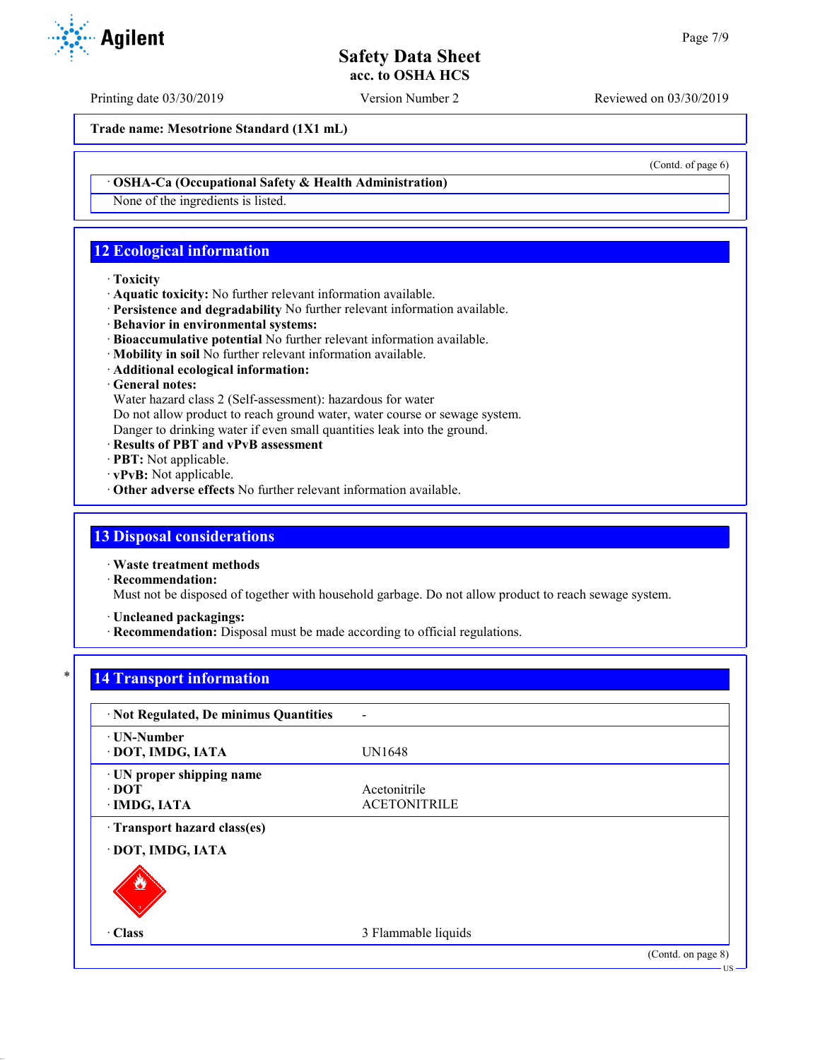Trade name: Mesotrione Standard (1X1 mL)

(Contd. of page 6)

· **OSHA-Ca (Occupational Safety & Health Administration)**

None of the ingredients is listed.

## 12 Ecological information

· **Toxicity**
· **Aquatic toxicity:** No further relevant information available.
· **Persistence and degradability** No further relevant information available.
· **Behavior in environmental systems:**
· **Bioaccumulative potential** No further relevant information available.
· **Mobility in soil** No further relevant information available.
· **Additional ecological information:**
· **General notes:**
Water hazard class 2 (Self-assessment): hazardous for water
Do not allow product to reach ground water, water course or sewage system.
Danger to drinking water if even small quantities leak into the ground.
· **Results of PBT and vPvB assessment**
· **PBT:** Not applicable.
· **vPvB:** Not applicable.
· **Other adverse effects** No further relevant information available.

## 13 Disposal considerations

· **Waste treatment methods**
· **Recommendation:**
Must not be disposed of together with household garbage. Do not allow product to reach sewage system.

· **Uncleaned packagings:**
· **Recommendation:** Disposal must be made according to official regulations.

## 14 Transport information

| | |
|---|---|
| · **Not Regulated, De minimus Quantities** | - |
| · **UN-Number**<br>· **DOT, IMDG, IATA** | UN1648 |
| · **UN proper shipping name**<br>· **DOT**<br>· **IMDG, IATA** | <br>Acetonitrile<br>ACETONITRILE |
| · **Transport hazard class(es)**<br>· **DOT, IMDG, IATA** | |
| · **Class** | 3 Flammable liquids |

(Contd. on page 8)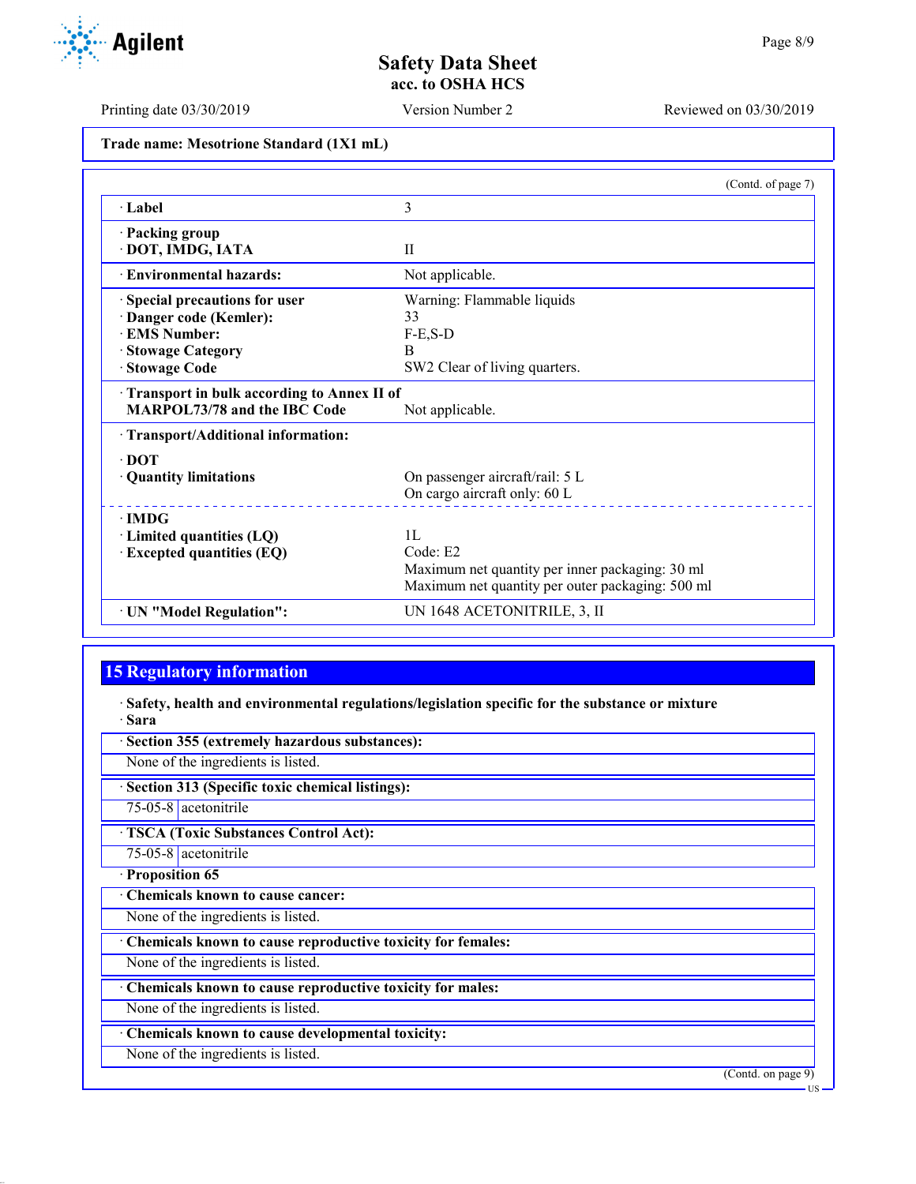Trade name: Mesotrione Standard (1X1 mL)

(Contd. of page 7)

| | |
|---|---|
| · Label | 3 |
| · Packing group<br>· DOT, IMDG, IATA | II |
| · Environmental hazards: | Not applicable. |
| · Special precautions for user<br>· Danger code (Kemler):<br>· EMS Number:<br>· Stowage Category<br>· Stowage Code | Warning: Flammable liquids<br>33<br>F-E,S-D<br>B<br>SW2 Clear of living quarters. |
| · Transport in bulk according to Annex II of MARPOL73/78 and the IBC Code | Not applicable. |
| · Transport/Additional information: | |
| · DOT<br>· Quantity limitations | On passenger aircraft/rail: 5 L<br>On cargo aircraft only: 60 L |
| · IMDG<br>· Limited quantities (LQ)<br>· Excepted quantities (EQ) | 1L<br>Code: E2<br>Maximum net quantity per inner packaging: 30 ml<br>Maximum net quantity per outer packaging: 500 ml |
| · UN "Model Regulation": | UN 1648 ACETONITRILE, 3, II |

## 15 Regulatory information

· **Safety, health and environmental regulations/legislation specific for the substance or mixture**

· **Sara**

· **Section 355 (extremely hazardous substances):**

None of the ingredients is listed.

· **Section 313 (Specific toxic chemical listings):**

| | |
|---|---|
| 75-05-8 | acetonitrile |

· **TSCA (Toxic Substances Control Act):**

| | |
|---|---|
| 75-05-8 | acetonitrile |

· **Proposition 65**

· **Chemicals known to cause cancer:**

None of the ingredients is listed.

· **Chemicals known to cause reproductive toxicity for females:**

None of the ingredients is listed.

· **Chemicals known to cause reproductive toxicity for males:**

None of the ingredients is listed.

· **Chemicals known to cause developmental toxicity:**

None of the ingredients is listed.

(Contd. on page 9)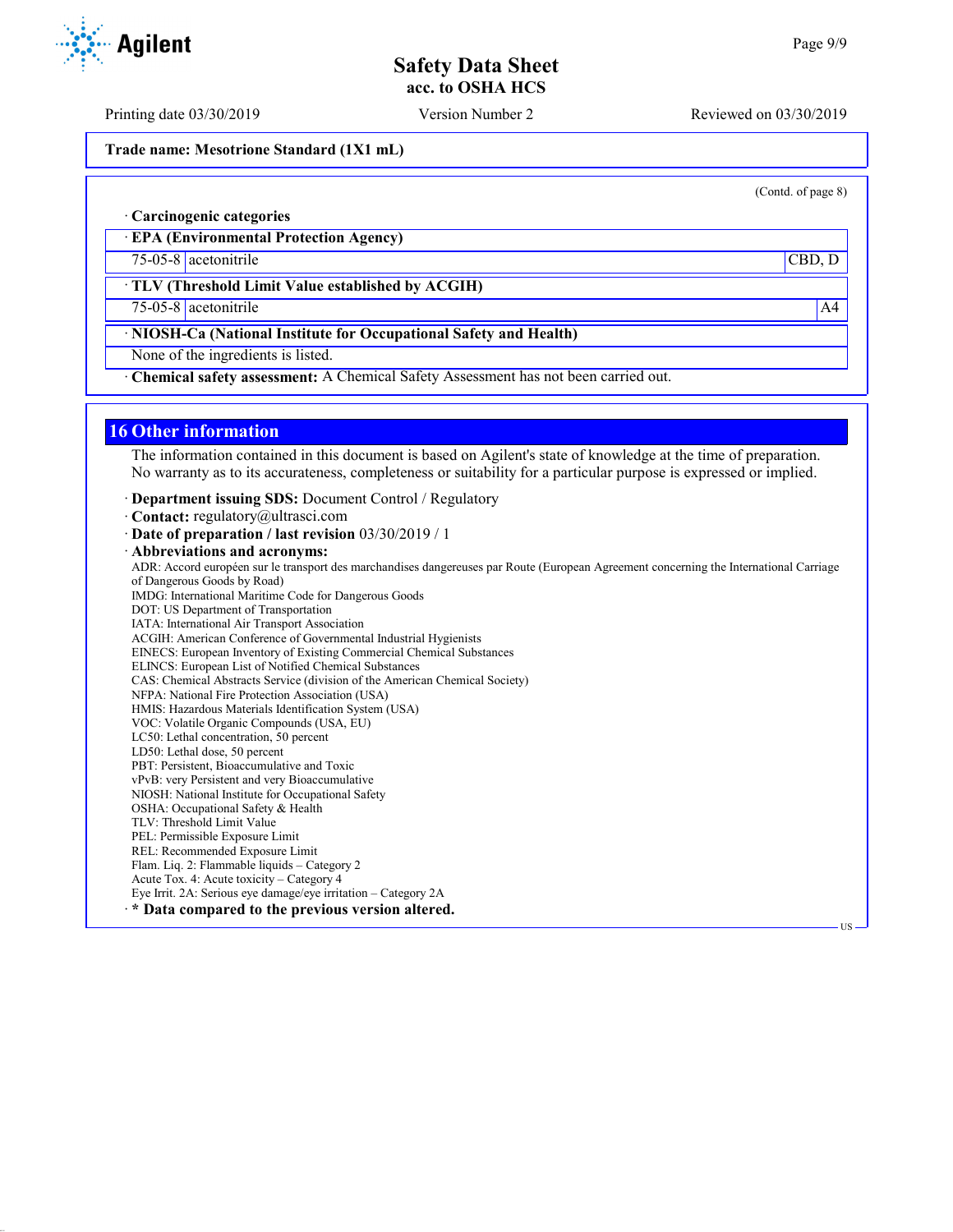Trade name: Mesotrione Standard (1X1 mL)

(Contd. of page 8)

· **Carcinogenic categories**

· **EPA (Environmental Protection Agency)**

| | | |
|---|---|---|
| 75-05-8 | acetonitrile | CBD, D |

· **TLV (Threshold Limit Value established by ACGIH)**

| | | |
|---|---|---|
| 75-05-8 | acetonitrile | A4 |

· **NIOSH-Ca (National Institute for Occupational Safety and Health)**

None of the ingredients is listed.

· **Chemical safety assessment:** A Chemical Safety Assessment has not been carried out.

## 16 Other information

The information contained in this document is based on Agilent's state of knowledge at the time of preparation. No warranty as to its accurateness, completeness or suitability for a particular purpose is expressed or implied.

· **Department issuing SDS:** Document Control / Regulatory
· **Contact:** regulatory@ultrasci.com
· **Date of preparation / last revision** 03/30/2019 / 1
· **Abbreviations and acronyms:**

ADR: Accord européen sur le transport des marchandises dangereuses par Route (European Agreement concerning the International Carriage of Dangerous Goods by Road)
IMDG: International Maritime Code for Dangerous Goods
DOT: US Department of Transportation
IATA: International Air Transport Association
ACGIH: American Conference of Governmental Industrial Hygienists
EINECS: European Inventory of Existing Commercial Chemical Substances
ELINCS: European List of Notified Chemical Substances
CAS: Chemical Abstracts Service (division of the American Chemical Society)
NFPA: National Fire Protection Association (USA)
HMIS: Hazardous Materials Identification System (USA)
VOC: Volatile Organic Compounds (USA, EU)
LC50: Lethal concentration, 50 percent
LD50: Lethal dose, 50 percent
PBT: Persistent, Bioaccumulative and Toxic
vPvB: very Persistent and very Bioaccumulative
NIOSH: National Institute for Occupational Safety
OSHA: Occupational Safety & Health
TLV: Threshold Limit Value
PEL: Permissible Exposure Limit
REL: Recommended Exposure Limit
Flam. Liq. 2: Flammable liquids – Category 2
Acute Tox. 4: Acute toxicity – Category 4
Eye Irrit. 2A: Serious eye damage/eye irritation – Category 2A

· **\* Data compared to the previous version altered.**